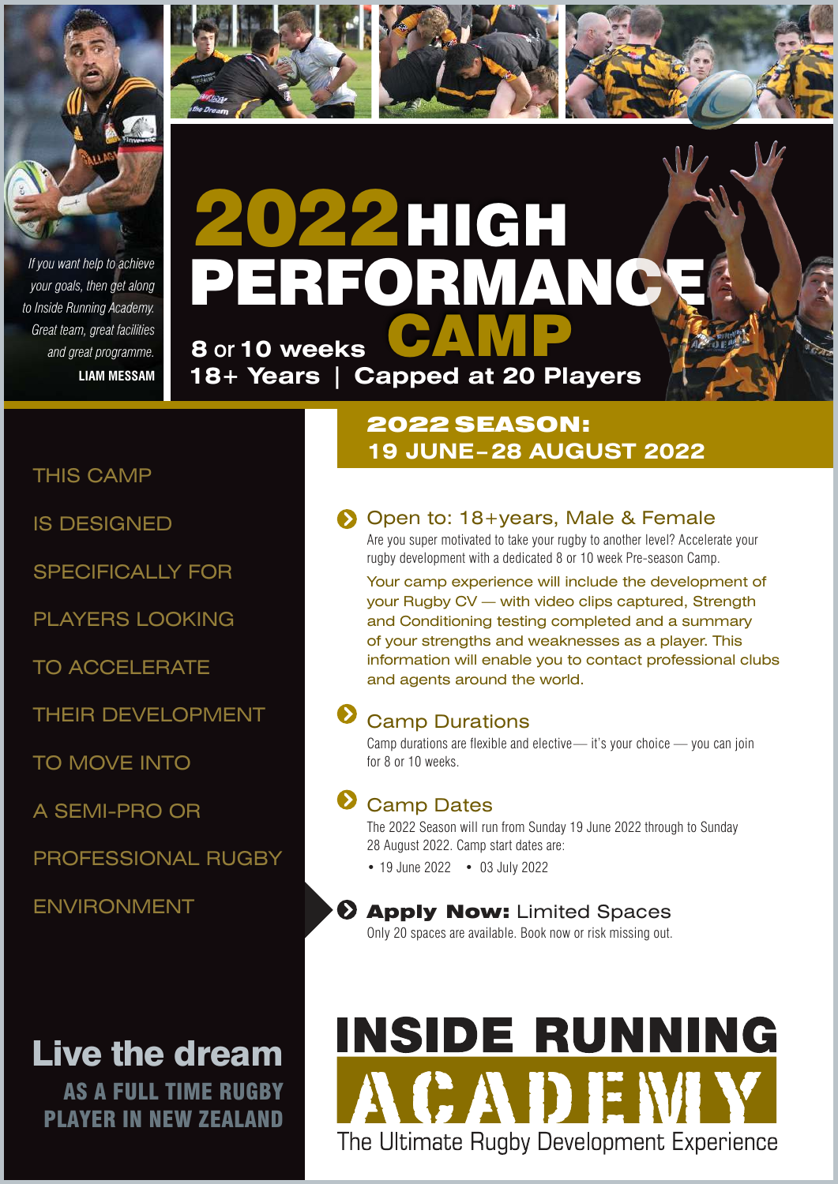> *If you want help to achieve your goals, then get along to Inside Running Academy. Great team, great facilities and great programme.*
> **LIAM MESSAM**

# 2022 HIGH PERFORMANCE CAMP

**8 or 10 weeks**
**18+ Years | Capped at 20 Players**

THIS CAMP IS DESIGNED SPECIFICALLY FOR PLAYERS LOOKING TO ACCELERATE THEIR DEVELOPMENT TO MOVE INTO A SEMI-PRO OR PROFESSIONAL RUGBY ENVIRONMENT

## 2022 SEASON: 19 JUNE–28 AUGUST 2022

### Open to: 18+years, Male & Female

Are you super motivated to take your rugby to another level? Accelerate your rugby development with a dedicated 8 or 10 week Pre-season Camp.

Your camp experience will include the development of your Rugby CV — with video clips captured, Strength and Conditioning testing completed and a summary of your strengths and weaknesses as a player. This information will enable you to contact professional clubs and agents around the world.

### Camp Durations

Camp durations are flexible and elective— it's your choice — you can join for 8 or 10 weeks.

### Camp Dates

The 2022 Season will run from Sunday 19 June 2022 through to Sunday 28 August 2022. Camp start dates are:

- 19 June 2022
- 03 July 2022

### **Apply Now:** Limited Spaces

Only 20 spaces are available. Book now or risk missing out.

## Live the dream

**AS A FULL TIME RUGBY PLAYER IN NEW ZEALAND**

# INSIDE RUNNING ACADEMY

The Ultimate Rugby Development Experience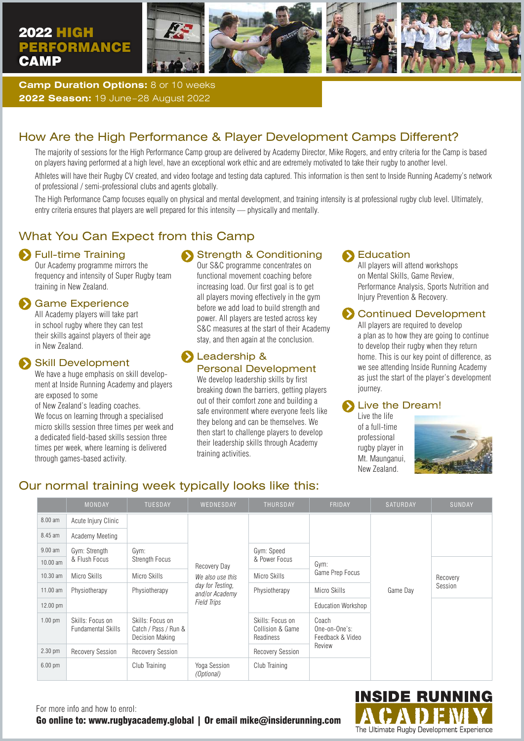# 2022 HIGH PERFORMANCE CAMP

**Camp Duration Options:** 8 or 10 weeks
**2022 Season:** 19 June–28 August 2022

## How Are the High Performance & Player Development Camps Different?

The majority of sessions for the High Performance Camp group are delivered by Academy Director, Mike Rogers, and entry criteria for the Camp is based on players having performed at a high level, have an exceptional work ethic and are extremely motivated to take their rugby to another level.

Athletes will have their Rugby CV created, and video footage and testing data captured. This information is then sent to Inside Running Academy's network of professional / semi-professional clubs and agents globally.

The High Performance Camp focuses equally on physical and mental development, and training intensity is at professional rugby club level. Ultimately, entry criteria ensures that players are well prepared for this intensity — physically and mentally.

## What You Can Expect from this Camp

### Full-time Training

Our Academy programme mirrors the frequency and intensity of Super Rugby team training in New Zealand.

### Game Experience

All Academy players will take part in school rugby where they can test their skills against players of their age in New Zealand.

### Skill Development

We have a huge emphasis on skill development at Inside Running Academy and players are exposed to some of New Zealand's leading coaches. We focus on learning through a specialised micro skills session three times per week and a dedicated field-based skills session three times per week, where learning is delivered through games-based activity.

### Strength & Conditioning

Our S&C programme concentrates on functional movement coaching before increasing load. Our first goal is to get all players moving effectively in the gym before we add load to build strength and power. All players are tested across key S&C measures at the start of their Academy stay, and then again at the conclusion.

### Leadership & Personal Development

We develop leadership skills by first breaking down the barriers, getting players out of their comfort zone and building a safe environment where everyone feels like they belong and can be themselves. We then start to challenge players to develop their leadership skills through Academy training activities.

### Education

All players will attend workshops on Mental Skills, Game Review, Performance Analysis, Sports Nutrition and Injury Prevention & Recovery.

### Continued Development

All players are required to develop a plan as to how they are going to continue to develop their rugby when they return home. This is our key point of difference, as we see attending Inside Running Academy as just the start of the player's development journey.

### Live the Dream!

Live the life of a full-time professional rugby player in Mt. Maunganui, New Zealand.

## Our normal training week typically looks like this:

| | MONDAY | TUESDAY | WEDNESDAY | THURSDAY | FRIDAY | SATURDAY | SUNDAY |
|---|---|---|---|---|---|---|---|
| 8.00 am | Acute Injury Clinic | | Recovery Day *We also use this day for Testing, and/or Academy Field Trips* | | | Game Day | |
| 8.45 am | Academy Meeting | | | | | | |
| 9.00 am | Gym: Strength & Flush Focus | Gym: Strength Focus | | Gym: Speed & Power Focus | | | |
| 10.00 am | | | | | Gym: Game Prep Focus | | Recovery Session |
| 10.30 am | Micro Skills | Micro Skills | | Micro Skills | | | |
| 11.00 am | Physiotherapy | Physiotherapy | | Physiotherapy | Micro Skills | | |
| 12.00 pm | | | | | Education Workshop | | |
| 1.00 pm | Skills: Focus on Fundamental Skills | Skills: Focus on Catch / Pass / Run & Decision Making | | Skills: Focus on Collision & Game Readiness | Coach One-on-One's: Feedback & Video Review | | |
| 2.30 pm | Recovery Session | Recovery Session | | Recovery Session | | | |
| 6.00 pm | | Club Training | Yoga Session *(Optional)* | Club Training | | | |

For more info and how to enrol:
**Go online to: www.rugbyacademy.global | Or email mike@insiderunning.com**

**INSIDE RUNNING ACADEMY**
The Ultimate Rugby Development Experience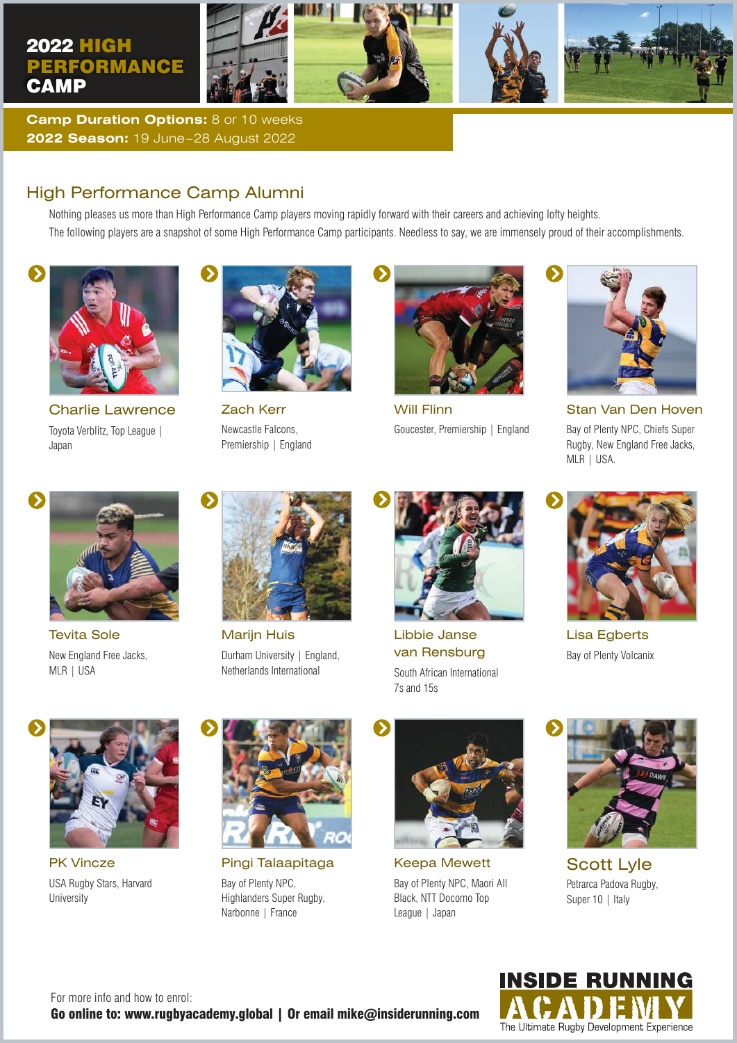# 2022 HIGH PERFORMANCE CAMP

**Camp Duration Options:** 8 or 10 weeks
**2022 Season:** 19 June–28 August 2022

## High Performance Camp Alumni

Nothing pleases us more than High Performance Camp players moving rapidly forward with their careers and achieving lofty heights.
The following players are a snapshot of some High Performance Camp participants. Needless to say, we are immensely proud of their accomplishments.

### Charlie Lawrence
Toyota Verblitz, Top League | Japan

### Zach Kerr
Newcastle Falcons, Premiership | England

### Will Flinn
Goucester, Premiership | England

### Stan Van Den Hoven
Bay of Plenty NPC, Chiefs Super Rugby, New England Free Jacks, MLR | USA.

### Tevita Sole
New England Free Jacks, MLR | USA

### Marijn Huis
Durham University | England, Netherlands International

### Libbie Janse van Rensburg
South African International 7s and 15s

### Lisa Egberts
Bay of Plenty Volcanix

### PK Vincze
USA Rugby Stars, Harvard University

### Pingi Talaapitaga
Bay of Plenty NPC, Highlanders Super Rugby, Narbonne | France

### Keepa Mewett
Bay of Plenty NPC, Maori All Black, NTT Docomo Top League | Japan

### Scott Lyle
Petrarca Padova Rugby, Super 10 | Italy

For more info and how to enrol:
**Go online to: www.rugbyacademy.global | Or email mike@insiderunning.com**

**INSIDE RUNNING ACADEMY**
The Ultimate Rugby Development Experience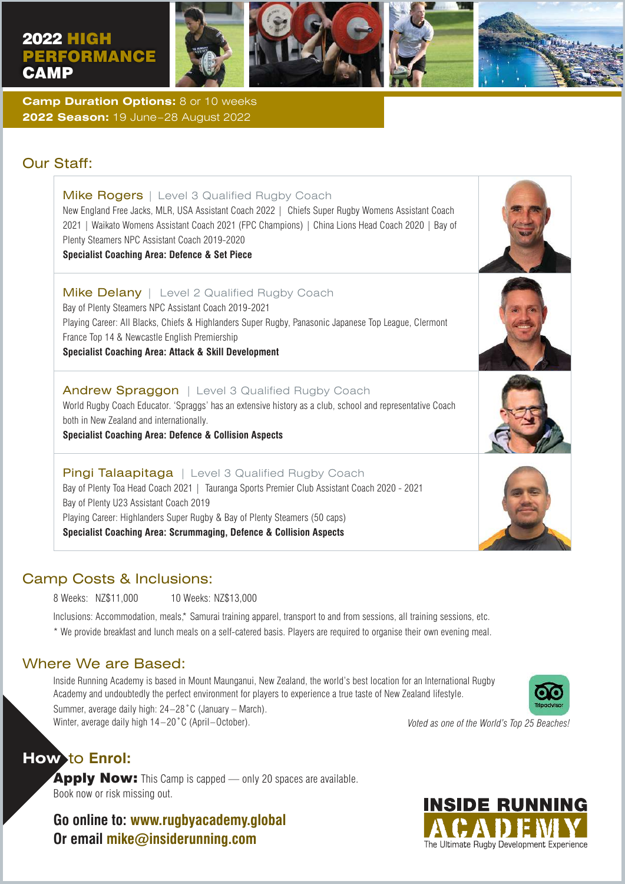# 2022 HIGH PERFORMANCE CAMP

**Camp Duration Options:** 8 or 10 weeks
**2022 Season:** 19 June–28 August 2022

## Our Staff:

### Mike Rogers | Level 3 Qualified Rugby Coach

New England Free Jacks, MLR, USA Assistant Coach 2022 | Chiefs Super Rugby Womens Assistant Coach 2021 | Waikato Womens Assistant Coach 2021 (FPC Champions) | China Lions Head Coach 2020 | Bay of Plenty Steamers NPC Assistant Coach 2019-2020

**Specialist Coaching Area: Defence & Set Piece**

### Mike Delany | Level 2 Qualified Rugby Coach

Bay of Plenty Steamers NPC Assistant Coach 2019-2021
Playing Career: All Blacks, Chiefs & Highlanders Super Rugby, Panasonic Japanese Top League, Clermont France Top 14 & Newcastle English Premiership

**Specialist Coaching Area: Attack & Skill Development**

### Andrew Spraggon | Level 3 Qualified Rugby Coach

World Rugby Coach Educator. 'Spraggs' has an extensive history as a club, school and representative Coach both in New Zealand and internationally.

**Specialist Coaching Area: Defence & Collision Aspects**

### Pingi Talaapitaga | Level 3 Qualified Rugby Coach

Bay of Plenty Toa Head Coach 2021 | Tauranga Sports Premier Club Assistant Coach 2020 - 2021
Bay of Plenty U23 Assistant Coach 2019
Playing Career: Highlanders Super Rugby & Bay of Plenty Steamers (50 caps)

**Specialist Coaching Area: Scrummaging, Defence & Collision Aspects**

## Camp Costs & Inclusions:

8 Weeks: NZ$11,000 10 Weeks: NZ$13,000

Inclusions: Accommodation, meals,* Samurai training apparel, transport to and from sessions, all training sessions, etc.

* We provide breakfast and lunch meals on a self-catered basis. Players are required to organise their own evening meal.

## Where We are Based:

Inside Running Academy is based in Mount Maunganui, New Zealand, the world's best location for an International Rugby Academy and undoubtedly the perfect environment for players to experience a true taste of New Zealand lifestyle.

Summer, average daily high: 24–28˚C (January – March).
Winter, average daily high 14–20˚C (April–October).

Tripadvisor

*Voted as one of the World's Top 25 Beaches!*

## How to Enrol:

**Apply Now:** This Camp is capped — only 20 spaces are available. Book now or risk missing out.

**Go online to: www.rugbyacademy.global**
**Or email mike@insiderunning.com**

**INSIDE RUNNING ACADEMY**
The Ultimate Rugby Development Experience